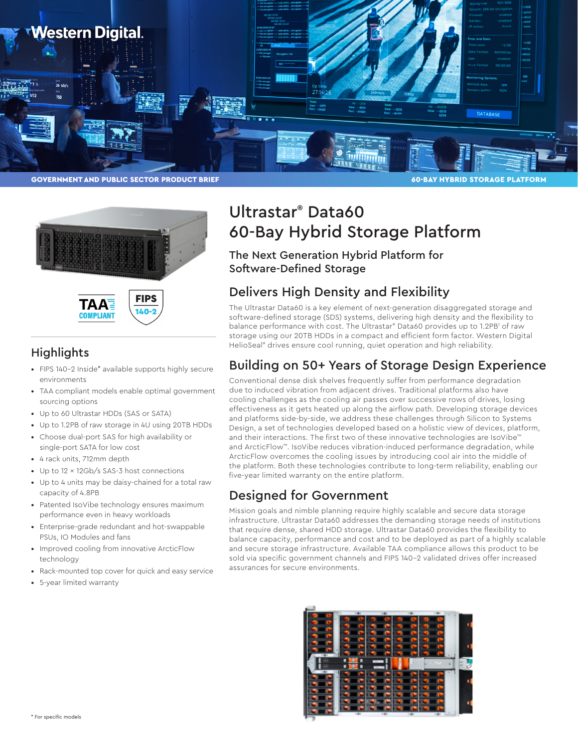Western Digital.

GOVERNMENT AND PUBLIC SECTOR PRODUCT BRIEF

60-BAY HYBRID STORAGE PLATFORM

# Ultrastar® Data60 60-Bay Hybrid Storage Platform

## The Next Generation Hybrid Platform for Software-Defined Storage

TAA COMPLIANT

FIPS 140-2

## Highlights

- FIPS 140–2 Inside* available supports highly secure environments
- TAA compliant models enable optimal government sourcing options
- Up to 60 Ultrastar HDDs (SAS or SATA)
- Up to 1.2PB of raw storage in 4U using 20TB HDDs
- Choose dual-port SAS for high availability or single-port SATA for low cost
- 4 rack units, 712mm depth
- Up to 12 × 12Gb/s SAS-3 host connections
- Up to 4 units may be daisy-chained for a total raw capacity of 4.8PB
- Patented IsoVibe technology ensures maximum performance even in heavy workloads
- Enterprise-grade redundant and hot-swappable PSUs, IO Modules and fans
- Improved cooling from innovative ArcticFlow technology
- Rack-mounted top cover for quick and easy service
- 5-year limited warranty

## Delivers High Density and Flexibility

The Ultrastar Data60 is a key element of next-generation disaggregated storage and software-defined storage (SDS) systems, delivering high density and the flexibility to balance performance with cost. The Ultrastar® Data60 provides up to 1.2PB[1] of raw storage using our 20TB HDDs in a compact and efficient form factor. Western Digital HelioSeal® drives ensure cool running, quiet operation and high reliability.

## Building on 50+ Years of Storage Design Experience

Conventional dense disk shelves frequently suffer from performance degradation due to induced vibration from adjacent drives. Traditional platforms also have cooling challenges as the cooling air passes over successive rows of drives, losing effectiveness as it gets heated up along the airflow path. Developing storage devices and platforms side-by-side, we address these challenges through Silicon to Systems Design, a set of technologies developed based on a holistic view of devices, platform, and their interactions. The first two of these innovative technologies are IsoVibe™ and ArcticFlow™. IsoVibe reduces vibration-induced performance degradation, while ArcticFlow overcomes the cooling issues by introducing cool air into the middle of the platform. Both these technologies contribute to long-term reliability, enabling our five-year limited warranty on the entire platform.

## Designed for Government

Mission goals and nimble planning require highly scalable and secure data storage infrastructure. Ultrastar Data60 addresses the demanding storage needs of institutions that require dense, shared HDD storage. Ultrastar Data60 provides the flexibility to balance capacity, performance and cost and to be deployed as part of a highly scalable and secure storage infrastructure. Available TAA compliance allows this product to be sold via specific government channels and FIPS 140–2 validated drives offer increased assurances for secure environments.

\* For specific models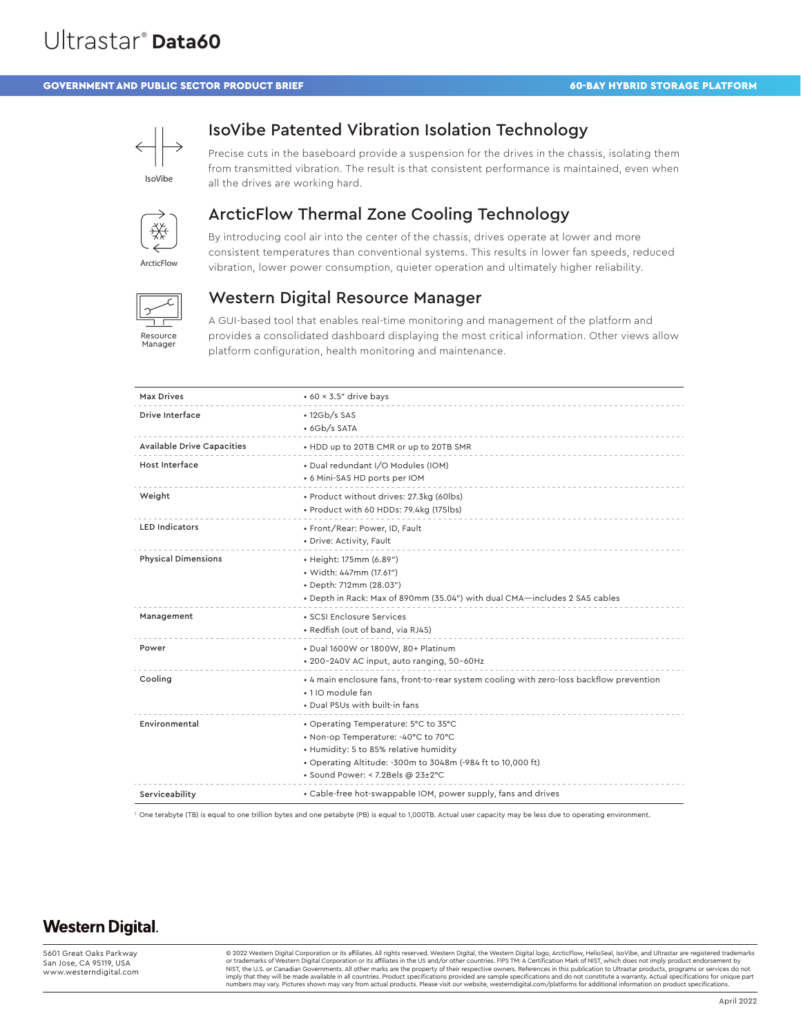# Ultrastar® Data60

**GOVERNMENT AND PUBLIC SECTOR PRODUCT BRIEF** — **60-BAY HYBRID STORAGE PLATFORM**

IsoVibe

## IsoVibe Patented Vibration Isolation Technology

Precise cuts in the baseboard provide a suspension for the drives in the chassis, isolating them from transmitted vibration. The result is that consistent performance is maintained, even when all the drives are working hard.

ArcticFlow

## ArcticFlow Thermal Zone Cooling Technology

By introducing cool air into the center of the chassis, drives operate at lower and more consistent temperatures than conventional systems. This results in lower fan speeds, reduced vibration, lower power consumption, quieter operation and ultimately higher reliability.

Resource Manager

## Western Digital Resource Manager

A GUI-based tool that enables real-time monitoring and management of the platform and provides a consolidated dashboard displaying the most critical information. Other views allow platform configuration, health monitoring and maintenance.

| | |
|---|---|
| Max Drives | • 60 × 3.5" drive bays |
| Drive Interface | • 12Gb/s SAS<br>• 6Gb/s SATA |
| Available Drive Capacities | • HDD up to 20TB CMR or up to 20TB SMR |
| Host Interface | • Dual redundant I/O Modules (IOM)<br>• 6 Mini-SAS HD ports per IOM |
| Weight | • Product without drives: 27.3kg (60lbs)<br>• Product with 60 HDDs: 79.4kg (175lbs) |
| LED Indicators | • Front/Rear: Power, ID, Fault<br>• Drive: Activity, Fault |
| Physical Dimensions | • Height: 175mm (6.89")<br>• Width: 447mm (17.61")<br>• Depth: 712mm (28.03")<br>• Depth in Rack: Max of 890mm (35.04") with dual CMA—includes 2 SAS cables |
| Management | • SCSI Enclosure Services<br>• Redfish (out of band, via RJ45) |
| Power | • Dual 1600W or 1800W, 80+ Platinum<br>• 200–240V AC input, auto ranging, 50–60Hz |
| Cooling | • 4 main enclosure fans, front-to-rear system cooling with zero-loss backflow prevention<br>• 1 IO module fan<br>• Dual PSUs with built-in fans |
| Environmental | • Operating Temperature: 5°C to 35°C<br>• Non-op Temperature: -40°C to 70°C<br>• Humidity: 5 to 85% relative humidity<br>• Operating Altitude: -300m to 3048m (-984 ft to 10,000 ft)<br>• Sound Power: < 7.2Bels @ 23±2°C |
| Serviceability | • Cable-free hot-swappable IOM, power supply, fans and drives |

[1] One terabyte (TB) is equal to one trillion bytes and one petabyte (PB) is equal to 1,000TB. Actual user capacity may be less due to operating environment.

**Western Digital.**

5601 Great Oaks Parkway
San Jose, CA 95119, USA
www.westerndigital.com

© 2022 Western Digital Corporation or its affiliates. All rights reserved. Western Digital, the Western Digital logo, ArcticFlow, HelioSeal, IsoVibe, and Ultrastar are registered trademarks or trademarks of Western Digital Corporation or its affiliates in the US and/or other countries. FIPS TM: A Certification Mark of NIST, which does not imply product endorsement by NIST, the U.S. or Canadian Governments. All other marks are the property of their respective owners. References in this publication to Ultrastar products, programs or services do not imply that they will be made available in all countries. Product specifications provided are sample specifications and do not constitute a warranty. Actual specifications for unique part numbers may vary. Pictures shown may vary from actual products. Please visit our website, westerndigital.com/platforms for additional information on product specifications.

April 2022